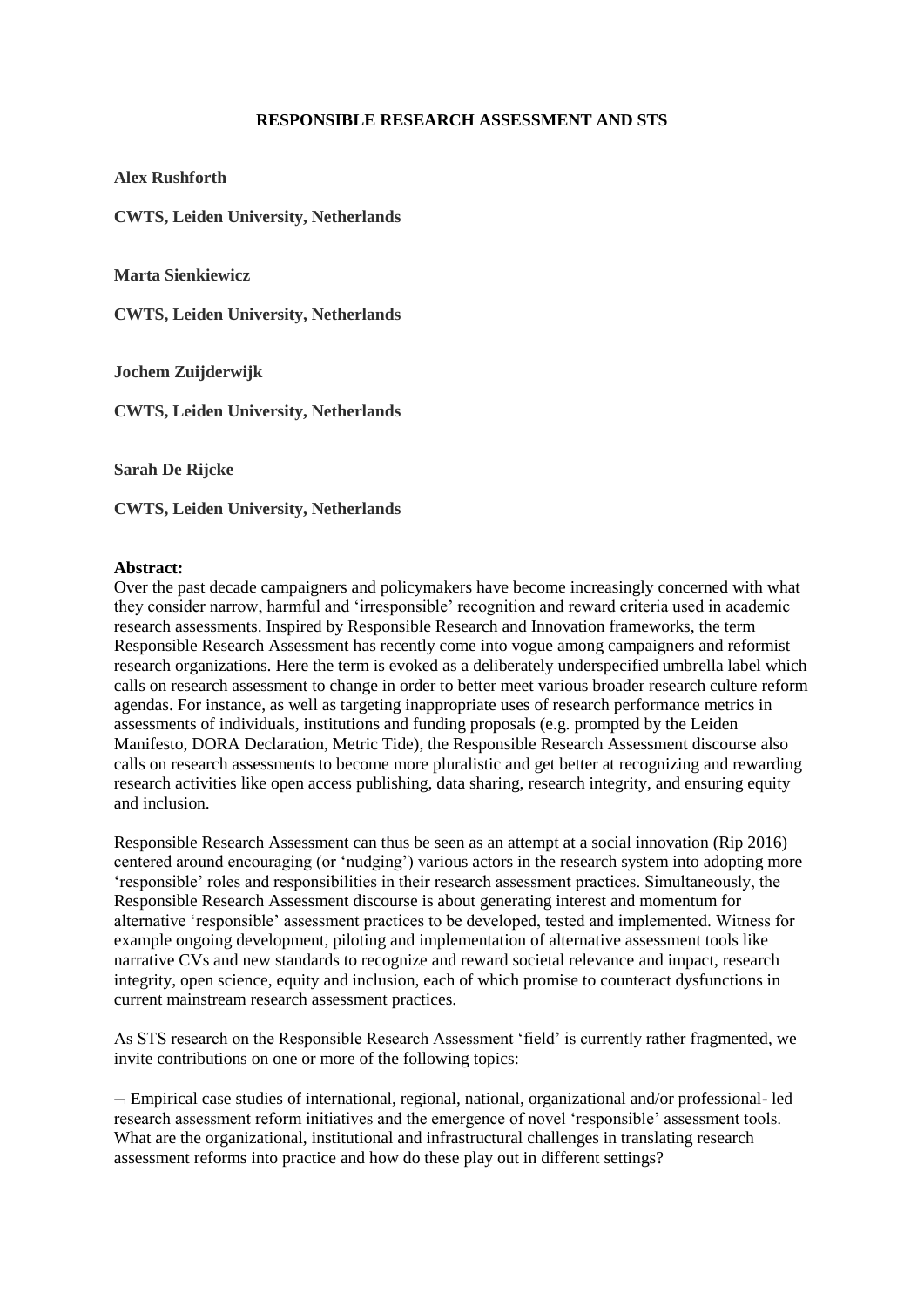# RESPONSIBLE RESEARCH ASSESSMENT AND STS

**Alex Rushforth**

**CWTS, Leiden University, Netherlands**

**Marta Sienkiewicz**

**CWTS, Leiden University, Netherlands**

**Jochem Zuijderwijk**

**CWTS, Leiden University, Netherlands**

**Sarah De Rijcke**

**CWTS, Leiden University, Netherlands**

**Abstract:**

Over the past decade campaigners and policymakers have become increasingly concerned with what they consider narrow, harmful and 'irresponsible' recognition and reward criteria used in academic research assessments. Inspired by Responsible Research and Innovation frameworks, the term Responsible Research Assessment has recently come into vogue among campaigners and reformist research organizations. Here the term is evoked as a deliberately underspecified umbrella label which calls on research assessment to change in order to better meet various broader research culture reform agendas. For instance, as well as targeting inappropriate uses of research performance metrics in assessments of individuals, institutions and funding proposals (e.g. prompted by the Leiden Manifesto, DORA Declaration, Metric Tide), the Responsible Research Assessment discourse also calls on research assessments to become more pluralistic and get better at recognizing and rewarding research activities like open access publishing, data sharing, research integrity, and ensuring equity and inclusion.

Responsible Research Assessment can thus be seen as an attempt at a social innovation (Rip 2016) centered around encouraging (or 'nudging') various actors in the research system into adopting more 'responsible' roles and responsibilities in their research assessment practices. Simultaneously, the Responsible Research Assessment discourse is about generating interest and momentum for alternative 'responsible' assessment practices to be developed, tested and implemented. Witness for example ongoing development, piloting and implementation of alternative assessment tools like narrative CVs and new standards to recognize and reward societal relevance and impact, research integrity, open science, equity and inclusion, each of which promise to counteract dysfunctions in current mainstream research assessment practices.

As STS research on the Responsible Research Assessment 'field' is currently rather fragmented, we invite contributions on one or more of the following topics:

¬ Empirical case studies of international, regional, national, organizational and/or professional- led research assessment reform initiatives and the emergence of novel 'responsible' assessment tools. What are the organizational, institutional and infrastructural challenges in translating research assessment reforms into practice and how do these play out in different settings?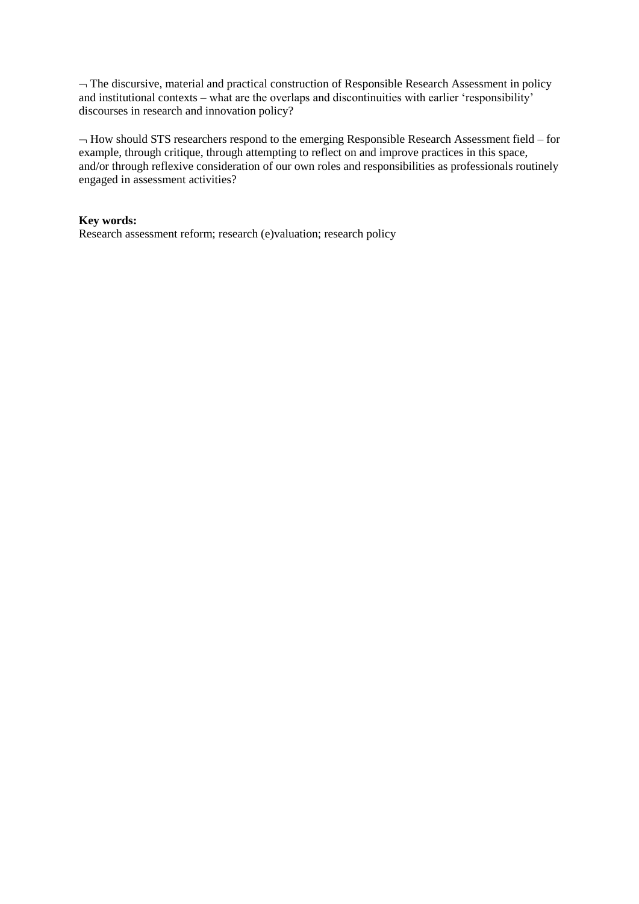¬ The discursive, material and practical construction of Responsible Research Assessment in policy and institutional contexts – what are the overlaps and discontinuities with earlier 'responsibility' discourses in research and innovation policy?

¬ How should STS researchers respond to the emerging Responsible Research Assessment field – for example, through critique, through attempting to reflect on and improve practices in this space, and/or through reflexive consideration of our own roles and responsibilities as professionals routinely engaged in assessment activities?

**Key words:**
Research assessment reform; research (e)valuation; research policy